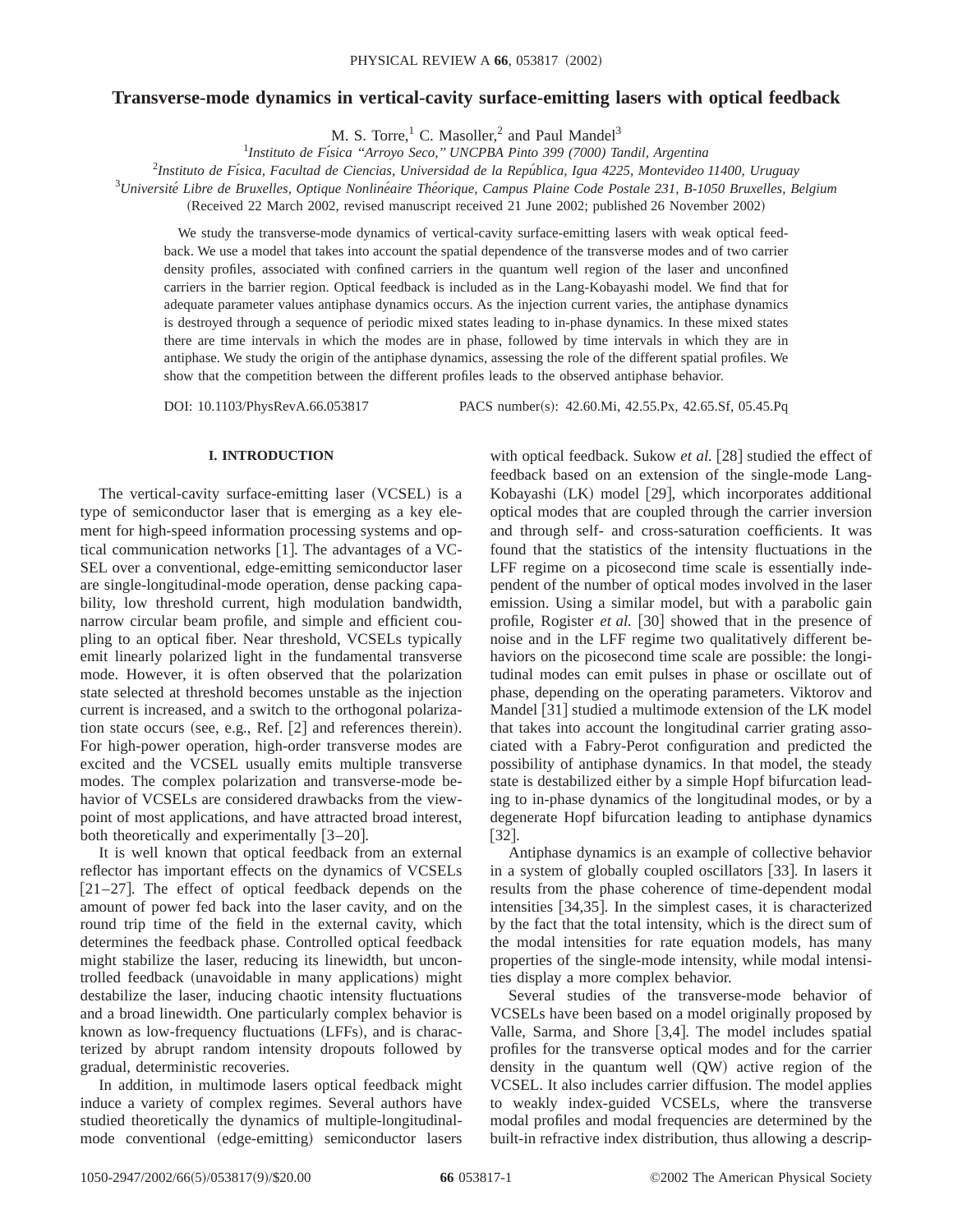# Transverse-mode dynamics in vertical-cavity surface-emitting lasers with optical feedback

M. S. Torre,[1] C. Masoller,[2] and Paul Mandel[3]

[1]*Instituto de Física "Arroyo Seco," UNCPBA Pinto 399 (7000) Tandil, Argentina*

[2]*Instituto de Física, Facultad de Ciencias, Universidad de la República, Igua 4225, Montevideo 11400, Uruguay*

[3]*Université Libre de Bruxelles, Optique Nonlinéaire Théorique, Campus Plaine Code Postale 231, B-1050 Bruxelles, Belgium*

(Received 22 March 2002, revised manuscript received 21 June 2002; published 26 November 2002)

We study the transverse-mode dynamics of vertical-cavity surface-emitting lasers with weak optical feedback. We use a model that takes into account the spatial dependence of the transverse modes and of two carrier density profiles, associated with confined carriers in the quantum well region of the laser and unconfined carriers in the barrier region. Optical feedback is included as in the Lang-Kobayashi model. We find that for adequate parameter values antiphase dynamics occurs. As the injection current varies, the antiphase dynamics is destroyed through a sequence of periodic mixed states leading to in-phase dynamics. In these mixed states there are time intervals in which the modes are in phase, followed by time intervals in which they are in antiphase. We study the origin of the antiphase dynamics, assessing the role of the different spatial profiles. We show that the competition between the different profiles leads to the observed antiphase behavior.

DOI: 10.1103/PhysRevA.66.053817 PACS number(s): 42.60.Mi, 42.55.Px, 42.65.Sf, 05.45.Pq

## I. INTRODUCTION

The vertical-cavity surface-emitting laser (VCSEL) is a type of semiconductor laser that is emerging as a key element for high-speed information processing systems and optical communication networks [1]. The advantages of a VCSEL over a conventional, edge-emitting semiconductor laser are single-longitudinal-mode operation, dense packing capability, low threshold current, high modulation bandwidth, narrow circular beam profile, and simple and efficient coupling to an optical fiber. Near threshold, VCSELs typically emit linearly polarized light in the fundamental transverse mode. However, it is often observed that the polarization state selected at threshold becomes unstable as the injection current is increased, and a switch to the orthogonal polarization state occurs (see, e.g., Ref. [2] and references therein). For high-power operation, high-order transverse modes are excited and the VCSEL usually emits multiple transverse modes. The complex polarization and transverse-mode behavior of VCSELs are considered drawbacks from the viewpoint of most applications, and have attracted broad interest, both theoretically and experimentally [3–20].

It is well known that optical feedback from an external reflector has important effects on the dynamics of VCSELs [21–27]. The effect of optical feedback depends on the amount of power fed back into the laser cavity, and on the round trip time of the field in the external cavity, which determines the feedback phase. Controlled optical feedback might stabilize the laser, reducing its linewidth, but uncontrolled feedback (unavoidable in many applications) might destabilize the laser, inducing chaotic intensity fluctuations and a broad linewidth. One particularly complex behavior is known as low-frequency fluctuations (LFFs), and is characterized by abrupt random intensity dropouts followed by gradual, deterministic recoveries.

In addition, in multimode lasers optical feedback might induce a variety of complex regimes. Several authors have studied theoretically the dynamics of multiple-longitudinal-mode conventional (edge-emitting) semiconductor lasers with optical feedback. Sukow *et al.* [28] studied the effect of feedback based on an extension of the single-mode Lang-Kobayashi (LK) model [29], which incorporates additional optical modes that are coupled through the carrier inversion and through self- and cross-saturation coefficients. It was found that the statistics of the intensity fluctuations in the LFF regime on a picosecond time scale is essentially independent of the number of optical modes involved in the laser emission. Using a similar model, but with a parabolic gain profile, Rogister *et al.* [30] showed that in the presence of noise and in the LFF regime two qualitatively different behaviors on the picosecond time scale are possible: the longitudinal modes can emit pulses in phase or oscillate out of phase, depending on the operating parameters. Viktorov and Mandel [31] studied a multimode extension of the LK model that takes into account the longitudinal carrier grating associated with a Fabry-Perot configuration and predicted the possibility of antiphase dynamics. In that model, the steady state is destabilized either by a simple Hopf bifurcation leading to in-phase dynamics of the longitudinal modes, or by a degenerate Hopf bifurcation leading to antiphase dynamics [32].

Antiphase dynamics is an example of collective behavior in a system of globally coupled oscillators [33]. In lasers it results from the phase coherence of time-dependent modal intensities [34,35]. In the simplest cases, it is characterized by the fact that the total intensity, which is the direct sum of the modal intensities for rate equation models, has many properties of the single-mode intensity, while modal intensities display a more complex behavior.

Several studies of the transverse-mode behavior of VCSELs have been based on a model originally proposed by Valle, Sarma, and Shore [3,4]. The model includes spatial profiles for the transverse optical modes and for the carrier density in the quantum well (QW) active region of the VCSEL. It also includes carrier diffusion. The model applies to weakly index-guided VCSELs, where the transverse modal profiles and modal frequencies are determined by the built-in refractive index distribution, thus allowing a descrip-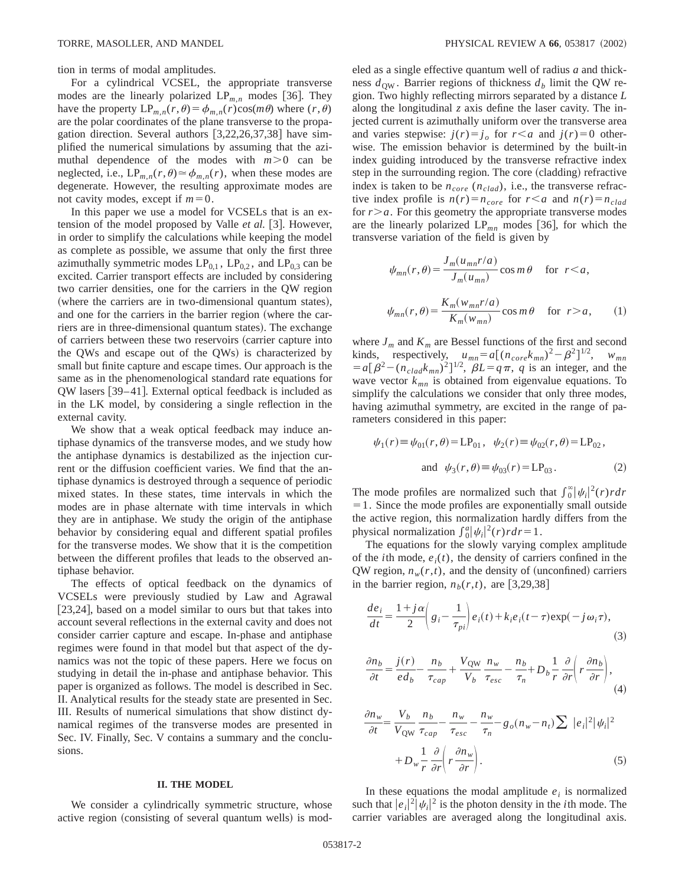tion in terms of modal amplitudes.

For a cylindrical VCSEL, the appropriate transverse modes are the linearly polarized $LP_{m,n}$ modes [36]. They have the property $LP_{m,n}(r,\theta)=\phi_{m,n}(r)\cos(m\theta)$ where $(r,\theta)$ are the polar coordinates of the plane transverse to the propagation direction. Several authors [3,22,26,37,38] have simplified the numerical simulations by assuming that the azimuthal dependence of the modes with $m>0$ can be neglected, i.e., $LP_{m,n}(r,\theta)\simeq\phi_{m,n}(r)$, when these modes are degenerate. However, the resulting approximate modes are not cavity modes, except if $m=0$.

In this paper we use a model for VCSELs that is an extension of the model proposed by Valle *et al.* [3]. However, in order to simplify the calculations while keeping the model as complete as possible, we assume that only the first three azimuthally symmetric modes $LP_{0,1}$, $LP_{0,2}$, and $LP_{0,3}$ can be excited. Carrier transport effects are included by considering two carrier densities, one for the carriers in the QW region (where the carriers are in two-dimensional quantum states), and one for the carriers in the barrier region (where the carriers are in three-dimensional quantum states). The exchange of carriers between these two reservoirs (carrier capture into the QWs and escape out of the QWs) is characterized by small but finite capture and escape times. Our approach is the same as in the phenomenological standard rate equations for QW lasers [39–41]. External optical feedback is included as in the LK model, by considering a single reflection in the external cavity.

We show that a weak optical feedback may induce antiphase dynamics of the transverse modes, and we study how the antiphase dynamics is destabilized as the injection current or the diffusion coefficient varies. We find that the antiphase dynamics is destroyed through a sequence of periodic mixed states. In these states, time intervals in which the modes are in phase alternate with time intervals in which they are in antiphase. We study the origin of the antiphase behavior by considering equal and different spatial profiles for the transverse modes. We show that it is the competition between the different profiles that leads to the observed antiphase behavior.

The effects of optical feedback on the dynamics of VCSELs were previously studied by Law and Agrawal [23,24], based on a model similar to ours but that takes into account several reflections in the external cavity and does not consider carrier capture and escape. In-phase and antiphase regimes were found in that model but that aspect of the dynamics was not the topic of these papers. Here we focus on studying in detail the in-phase and antiphase behavior. This paper is organized as follows. The model is described in Sec. II. Analytical results for the steady state are presented in Sec. III. Results of numerical simulations that show distinct dynamical regimes of the transverse modes are presented in Sec. IV. Finally, Sec. V contains a summary and the conclusions.

## II. THE MODEL

We consider a cylindrically symmetric structure, whose active region (consisting of several quantum wells) is modeled as a single effective quantum well of radius $a$ and thickness $d_{QW}$. Barrier regions of thickness $d_b$ limit the QW region. Two highly reflecting mirrors separated by a distance $L$ along the longitudinal $z$ axis define the laser cavity. The injected current is azimuthally uniform over the transverse area and varies stepwise: $j(r)=j_o$ for $r<a$ and $j(r)=0$ otherwise. The emission behavior is determined by the built-in index guiding introduced by the transverse refractive index step in the surrounding region. The core (cladding) refractive index is taken to be $n_{core}$ ($n_{clad}$), i.e., the transverse refractive index profile is $n(r)=n_{core}$ for $r<a$ and $n(r)=n_{clad}$ for $r>a$. For this geometry the appropriate transverse modes are the linearly polarized $LP_{mn}$ modes [36], for which the transverse variation of the field is given by

$$\psi_{mn}(r,\theta)=\frac{J_m(u_{mn}r/a)}{J_m(u_{mn})}\cos m\theta \quad \text{for } r<a,$$

$$\psi_{mn}(r,\theta)=\frac{K_m(w_{mn}r/a)}{K_m(w_{mn})}\cos m\theta \quad \text{for } r>a, \tag{1}$$

where $J_m$ and $K_m$ are Bessel functions of the first and second kinds, respectively, $u_{mn}=a[(n_{core}k_{mn})^2-\beta^2]^{1/2}$, $w_{mn}=a[\beta^2-(n_{clad}k_{mn})^2]^{1/2}$, $\beta L=q\pi$, $q$ is an integer, and the wave vector $k_{mn}$ is obtained from eigenvalue equations. To simplify the calculations we consider that only three modes, having azimuthal symmetry, are excited in the range of parameters considered in this paper:

$$\psi_1(r)\equiv\psi_{01}(r,\theta)=LP_{01},\quad \psi_2(r)\equiv\psi_{02}(r,\theta)=LP_{02},$$
$$\text{and}\quad \psi_3(r,\theta)\equiv\psi_{03}(r)=LP_{03}. \tag{2}$$

The mode profiles are normalized such that $\int_0^\infty|\psi_i|^2(r)r\,dr=1$. Since the mode profiles are exponentially small outside the active region, this normalization hardly differs from the physical normalization $\int_0^a|\psi_i|^2(r)r\,dr=1$.

The equations for the slowly varying complex amplitude of the $i$th mode, $e_i(t)$, the density of carriers confined in the QW region, $n_w(r,t)$, and the density of (unconfined) carriers in the barrier region, $n_b(r,t)$, are [3,29,38]

$$\frac{de_i}{dt}=\frac{1+j\alpha}{2}\left(g_i-\frac{1}{\tau_{pi}}\right)e_i(t)+k_ie_i(t-\tau)\exp(-j\omega_i\tau), \tag{3}$$

$$\frac{\partial n_b}{\partial t}=\frac{j(r)}{ed_b}-\frac{n_b}{\tau_{cap}}+\frac{V_{QW}}{V_b}\frac{n_w}{\tau_{esc}}-\frac{n_b}{\tau_n}+D_b\frac{1}{r}\frac{\partial}{\partial r}\left(r\frac{\partial n_b}{\partial r}\right), \tag{4}$$

$$\frac{\partial n_w}{\partial t}=\frac{V_b}{V_{QW}}\frac{n_b}{\tau_{cap}}-\frac{n_w}{\tau_{esc}}-\frac{n_w}{\tau_n}-g_o(n_w-n_t)\sum|e_i|^2|\psi_i|^2$$
$$+D_w\frac{1}{r}\frac{\partial}{\partial r}\left(r\frac{\partial n_w}{\partial r}\right). \tag{5}$$

In these equations the modal amplitude $e_i$ is normalized such that $|e_i|^2|\psi_i|^2$ is the photon density in the $i$th mode. The carrier variables are averaged along the longitudinal axis.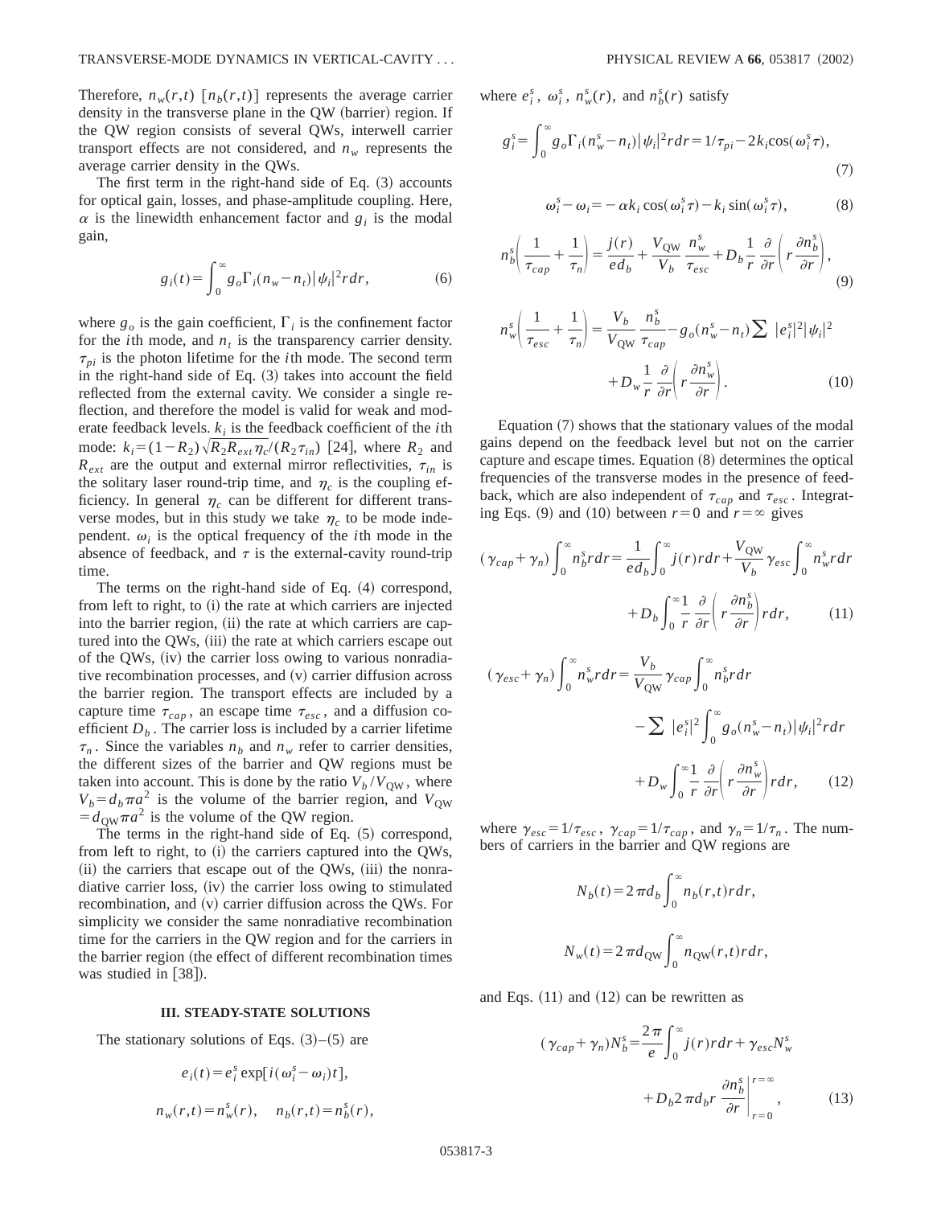Therefore, $n_w(r,t)$ [$n_b(r,t)$] represents the average carrier density in the transverse plane in the QW (barrier) region. If the QW region consists of several QWs, interwell carrier transport effects are not considered, and $n_w$ represents the average carrier density in the QWs.

The first term in the right-hand side of Eq. (3) accounts for optical gain, losses, and phase-amplitude coupling. Here, $\alpha$ is the linewidth enhancement factor and $g_i$ is the modal gain,

$$g_i(t) = \int_0^\infty g_o \Gamma_i (n_w - n_t)|\psi_i|^2 r dr, \tag{6}$$

where $g_o$ is the gain coefficient, $\Gamma_i$ is the confinement factor for the $i$th mode, and $n_t$ is the transparency carrier density. $\tau_{pi}$ is the photon lifetime for the $i$th mode. The second term in the right-hand side of Eq. (3) takes into account the field reflected from the external cavity. We consider a single reflection, and therefore the model is valid for weak and moderate feedback levels. $k_i$ is the feedback coefficient of the $i$th mode: $k_i = (1-R_2)\sqrt{R_2 R_{ext}\eta_c}/(R_2 \tau_{in})$ [24], where $R_2$ and $R_{ext}$ are the output and external mirror reflectivities, $\tau_{in}$ is the solitary laser round-trip time, and $\eta_c$ is the coupling efficiency. In general $\eta_c$ can be different for different transverse modes, but in this study we take $\eta_c$ to be mode independent. $\omega_i$ is the optical frequency of the $i$th mode in the absence of feedback, and $\tau$ is the external-cavity round-trip time.

The terms on the right-hand side of Eq. (4) correspond, from left to right, to (i) the rate at which carriers are injected into the barrier region, (ii) the rate at which carriers are captured into the QWs, (iii) the rate at which carriers escape out of the QWs, (iv) the carrier loss owing to various nonradiative recombination processes, and (v) carrier diffusion across the barrier region. The transport effects are included by a capture time $\tau_{cap}$, an escape time $\tau_{esc}$, and a diffusion coefficient $D_b$. The carrier loss is included by a carrier lifetime $\tau_n$. Since the variables $n_b$ and $n_w$ refer to carrier densities, the different sizes of the barrier and QW regions must be taken into account. This is done by the ratio $V_b/V_{\rm QW}$, where $V_b = d_b \pi a^2$ is the volume of the barrier region, and $V_{\rm QW} = d_{\rm QW}\pi a^2$ is the volume of the QW region.

The terms in the right-hand side of Eq. (5) correspond, from left to right, to (i) the carriers captured into the QWs, (ii) the carriers that escape out of the QWs, (iii) the nonradiative carrier loss, (iv) the carrier loss owing to stimulated recombination, and (v) carrier diffusion across the QWs. For simplicity we consider the same nonradiative recombination time for the carriers in the QW region and for the carriers in the barrier region (the effect of different recombination times was studied in [38]).

### III. STEADY-STATE SOLUTIONS

The stationary solutions of Eqs. (3)–(5) are

$$e_i(t) = e_i^s \exp[i(\omega_i^s - \omega_i)t],$$

$$n_w(r,t) = n_w^s(r), \quad n_b(r,t) = n_b^s(r),$$

where $e_i^s$, $\omega_i^s$, $n_w^s(r)$, and $n_b^s(r)$ satisfy

$$g_i^s = \int_0^\infty g_o \Gamma_i (n_w^s - n_t)|\psi_i|^2 r dr = 1/\tau_{pi} - 2k_i \cos(\omega_i^s \tau), \tag{7}$$

$$\omega_i^s - \omega_i = -\alpha k_i \cos(\omega_i^s \tau) - k_i \sin(\omega_i^s \tau), \tag{8}$$

$$n_b^s\left(\frac{1}{\tau_{cap}} + \frac{1}{\tau_n}\right) = \frac{j(r)}{e d_b} + \frac{V_{\rm QW}}{V_b}\frac{n_w^s}{\tau_{esc}} + D_b \frac{1}{r}\frac{\partial}{\partial r}\left(r\frac{\partial n_b^s}{\partial r}\right), \tag{9}$$

$$n_w^s\left(\frac{1}{\tau_{esc}} + \frac{1}{\tau_n}\right) = \frac{V_b}{V_{\rm QW}}\frac{n_b^s}{\tau_{cap}} - g_o(n_w^s - n_t)\sum |e_i^s|^2|\psi_i|^2 + D_w \frac{1}{r}\frac{\partial}{\partial r}\left(r\frac{\partial n_w^s}{\partial r}\right). \tag{10}$$

Equation (7) shows that the stationary values of the modal gains depend on the feedback level but not on the carrier capture and escape times. Equation (8) determines the optical frequencies of the transverse modes in the presence of feedback, which are also independent of $\tau_{cap}$ and $\tau_{esc}$. Integrating Eqs. (9) and (10) between $r=0$ and $r=\infty$ gives

$$(\gamma_{cap} + \gamma_n)\int_0^\infty n_b^s r dr = \frac{1}{e d_b}\int_0^\infty j(r) r dr + \frac{V_{\rm QW}}{V_b}\gamma_{esc}\int_0^\infty n_w^s r dr + D_b \int_0^\infty \frac{1}{r}\frac{\partial}{\partial r}\left(r\frac{\partial n_b^s}{\partial r}\right) r dr, \tag{11}$$

$$(\gamma_{esc} + \gamma_n)\int_0^\infty n_w^s r dr = \frac{V_b}{V_{\rm QW}}\gamma_{cap}\int_0^\infty n_b^s r dr - \sum |e_i^s|^2 \int_0^\infty g_o(n_w^s - n_t)|\psi_i|^2 r dr + D_w \int_0^\infty \frac{1}{r}\frac{\partial}{\partial r}\left(r\frac{\partial n_w^s}{\partial r}\right) r dr, \tag{12}$$

where $\gamma_{esc} = 1/\tau_{esc}$, $\gamma_{cap} = 1/\tau_{cap}$, and $\gamma_n = 1/\tau_n$. The numbers of carriers in the barrier and QW regions are

$$N_b(t) = 2\pi d_b \int_0^\infty n_b(r,t) r dr,$$

$$N_w(t) = 2\pi d_{\rm QW}\int_0^\infty n_{\rm QW}(r,t) r dr,$$

and Eqs. (11) and (12) can be rewritten as

$$(\gamma_{cap} + \gamma_n)N_b^s = \frac{2\pi}{e}\int_0^\infty j(r) r dr + \gamma_{esc} N_w^s + D_b 2\pi d_b r \left.\frac{\partial n_b^s}{\partial r}\right|_{r=0}^{r=\infty}, \tag{13}$$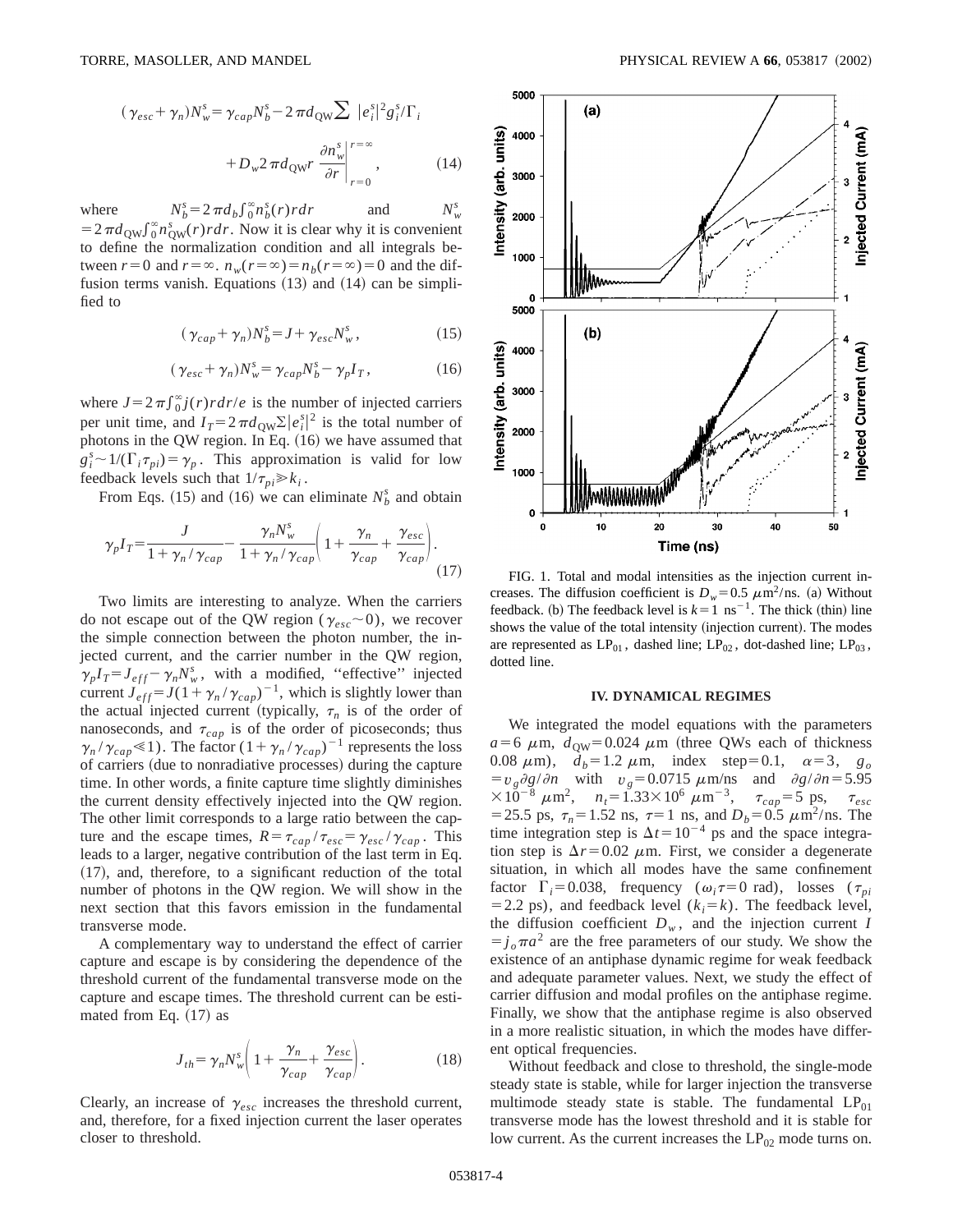$$(\gamma_{esc}+\gamma_n)N_w^s=\gamma_{cap}N_b^s-2\pi d_{\rm QW}\sum |e_i^s|^2 g_i^s/\Gamma_i$$

$$+D_w 2\pi d_{\rm QW} r \left.\frac{\partial n_w^s}{\partial r}\right|_{r=0}^{r=\infty}, \tag{14}$$

where $N_b^s=2\pi d_b\int_0^\infty n_b^s(r)rdr$ and $N_w^s=2\pi d_{\rm QW}\int_0^\infty n_{\rm QW}^s(r)rdr$. Now it is clear why it is convenient to define the normalization condition and all integrals between $r=0$ and $r=\infty$. $n_w(r=\infty)=n_b(r=\infty)=0$ and the diffusion terms vanish. Equations (13) and (14) can be simplified to

$$(\gamma_{cap}+\gamma_n)N_b^s=J+\gamma_{esc}N_w^s, \tag{15}$$

$$(\gamma_{esc}+\gamma_n)N_w^s=\gamma_{cap}N_b^s-\gamma_p I_T, \tag{16}$$

where $J=2\pi\int_0^\infty j(r)rdr/e$ is the number of injected carriers per unit time, and $I_T=2\pi d_{\rm QW}\Sigma|e_i^s|^2$ is the total number of photons in the QW region. In Eq. (16) we have assumed that $g_i^s\sim 1/(\Gamma_i\tau_{pi})=\gamma_p$. This approximation is valid for low feedback levels such that $1/\tau_{pi}\gg k_i$.

From Eqs. (15) and (16) we can eliminate $N_b^s$ and obtain

$$\gamma_p I_T=\frac{J}{1+\gamma_n/\gamma_{cap}}-\frac{\gamma_n N_w^s}{1+\gamma_n/\gamma_{cap}}\left(1+\frac{\gamma_n}{\gamma_{cap}}+\frac{\gamma_{esc}}{\gamma_{cap}}\right). \tag{17}$$

Two limits are interesting to analyze. When the carriers do not escape out of the QW region ($\gamma_{esc}\sim 0$), we recover the simple connection between the photon number, the injected current, and the carrier number in the QW region, $\gamma_p I_T=J_{eff}-\gamma_n N_w^s$, with a modified, "effective" injected current $J_{eff}=J(1+\gamma_n/\gamma_{cap})^{-1}$, which is slightly lower than the actual injected current (typically, $\tau_n$ is of the order of nanoseconds, and $\tau_{cap}$ is of the order of picoseconds; thus $\gamma_n/\gamma_{cap}\ll 1$). The factor $(1+\gamma_n/\gamma_{cap})^{-1}$ represents the loss of carriers (due to nonradiative processes) during the capture time. In other words, a finite capture time slightly diminishes the current density effectively injected into the QW region. The other limit corresponds to a large ratio between the capture and the escape times, $R=\tau_{cap}/\tau_{esc}=\gamma_{esc}/\gamma_{cap}$. This leads to a larger, negative contribution of the last term in Eq. (17), and, therefore, to a significant reduction of the total number of photons in the QW region. We will show in the next section that this favors emission in the fundamental transverse mode.

A complementary way to understand the effect of carrier capture and escape is by considering the dependence of the threshold current of the fundamental transverse mode on the capture and escape times. The threshold current can be estimated from Eq. (17) as

$$J_{th}=\gamma_n N_w^s\left(1+\frac{\gamma_n}{\gamma_{cap}}+\frac{\gamma_{esc}}{\gamma_{cap}}\right). \tag{18}$$

Clearly, an increase of $\gamma_{esc}$ increases the threshold current, and, therefore, for a fixed injection current the laser operates closer to threshold.

FIG. 1. Total and modal intensities as the injection current increases. The diffusion coefficient is $D_w=0.5\ \mu\text{m}^2/\text{ns}$. (a) Without feedback. (b) The feedback level is $k=1\ \text{ns}^{-1}$. The thick (thin) line shows the value of the total intensity (injection current). The modes are represented as $\text{LP}_{01}$, dashed line; $\text{LP}_{02}$, dot-dashed line; $\text{LP}_{03}$, dotted line.

## IV. DYNAMICAL REGIMES

We integrated the model equations with the parameters $a=6\ \mu$m, $d_{\rm QW}=0.024\ \mu$m (three QWs each of thickness $0.08\ \mu$m), $d_b=1.2\ \mu$m, index step$=0.1$, $\alpha=3$, $g_o=v_g\partial g/\partial n$ with $v_g=0.0715\ \mu$m/ns and $\partial g/\partial n=5.95\times 10^{-8}\ \mu\text{m}^2$, $n_t=1.33\times 10^6\ \mu\text{m}^{-3}$, $\tau_{cap}=5$ ps, $\tau_{esc}=25.5$ ps, $\tau_n=1.52$ ns, $\tau=1$ ns, and $D_b=0.5\ \mu\text{m}^2$/ns. The time integration step is $\Delta t=10^{-4}$ ps and the space integration step is $\Delta r=0.02\ \mu$m. First, we consider a degenerate situation, in which all modes have the same confinement factor $\Gamma_i=0.038$, frequency ($\omega_i\tau=0$ rad), losses ($\tau_{pi}=2.2$ ps), and feedback level ($k_i=k$). The feedback level, the diffusion coefficient $D_w$, and the injection current $I=j_o\pi a^2$ are the free parameters of our study. We show the existence of an antiphase dynamic regime for weak feedback and adequate parameter values. Next, we study the effect of carrier diffusion and modal profiles on the antiphase regime. Finally, we show that the antiphase regime is also observed in a more realistic situation, in which the modes have different optical frequencies.

Without feedback and close to threshold, the single-mode steady state is stable, while for larger injection the transverse multimode steady state is stable. The fundamental $\text{LP}_{01}$ transverse mode has the lowest threshold and it is stable for low current. As the current increases the $\text{LP}_{02}$ mode turns on.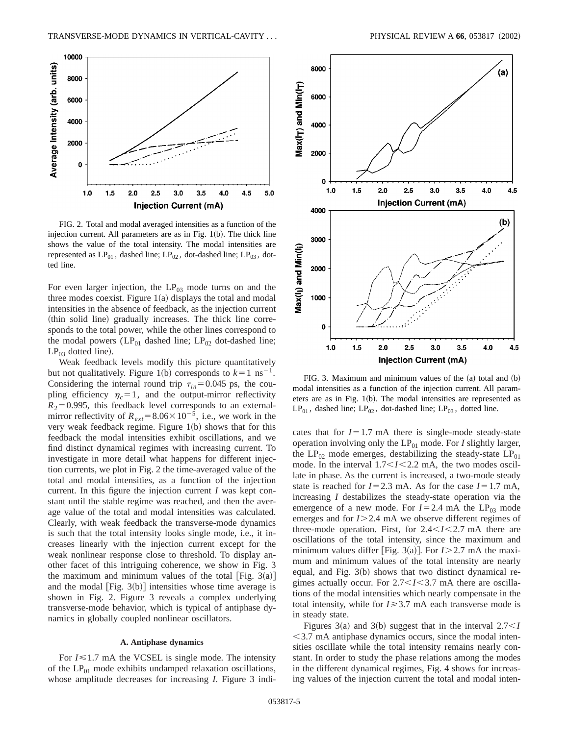FIG. 2. Total and modal averaged intensities as a function of the injection current. All parameters are as in Fig. 1(b). The thick line shows the value of the total intensity. The modal intensities are represented as $LP_{01}$, dashed line; $LP_{02}$, dot-dashed line; $LP_{03}$, dotted line.

For even larger injection, the $LP_{03}$ mode turns on and the three modes coexist. Figure 1(a) displays the total and modal intensities in the absence of feedback, as the injection current (thin solid line) gradually increases. The thick line corresponds to the total power, while the other lines correspond to the modal powers ($LP_{01}$ dashed line; $LP_{02}$ dot-dashed line; $LP_{03}$ dotted line).

Weak feedback levels modify this picture quantitatively but not qualitatively. Figure 1(b) corresponds to $k=1$ ns$^{-1}$. Considering the internal round trip $\tau_{in}=0.045$ ps, the coupling efficiency $\eta_c=1$, and the output-mirror reflectivity $R_2=0.995$, this feedback level corresponds to an external-mirror reflectivity of $R_{ext}=8.06\times10^{-5}$, i.e., we work in the very weak feedback regime. Figure 1(b) shows that for this feedback the modal intensities exhibit oscillations, and we find distinct dynamical regimes with increasing current. To investigate in more detail what happens for different injection currents, we plot in Fig. 2 the time-averaged value of the total and modal intensities, as a function of the injection current. In this figure the injection current $I$ was kept constant until the stable regime was reached, and then the average value of the total and modal intensities was calculated. Clearly, with weak feedback the transverse-mode dynamics is such that the total intensity looks single mode, i.e., it increases linearly with the injection current except for the weak nonlinear response close to threshold. To display another facet of this intriguing coherence, we show in Fig. 3 the maximum and minimum values of the total [Fig. 3(a)] and the modal [Fig. 3(b)] intensities whose time average is shown in Fig. 2. Figure 3 reveals a complex underlying transverse-mode behavior, which is typical of antiphase dynamics in globally coupled nonlinear oscillators.

### A. Antiphase dynamics

For $I\leq1.7$ mA the VCSEL is single mode. The intensity of the $LP_{01}$ mode exhibits undamped relaxation oscillations, whose amplitude decreases for increasing $I$. Figure 3 indicates that for $I=1.7$ mA there is single-mode steady-state operation involving only the $LP_{01}$ mode. For $I$ slightly larger, the $LP_{02}$ mode emerges, destabilizing the steady-state $LP_{01}$ mode. In the interval $1.7<I<2.2$ mA, the two modes oscillate in phase. As the current is increased, a two-mode steady state is reached for $I=2.3$ mA. As for the case $I=1.7$ mA, increasing $I$ destabilizes the steady-state operation via the emergence of a new mode. For $I=2.4$ mA the $LP_{03}$ mode emerges and for $I>2.4$ mA we observe different regimes of three-mode operation. First, for $2.4<I<2.7$ mA there are oscillations of the total intensity, since the maximum and minimum values differ [Fig. 3(a)]. For $I>2.7$ mA the maximum and minimum values of the total intensity are nearly equal, and Fig. 3(b) shows that two distinct dynamical regimes actually occur. For $2.7<I<3.7$ mA there are oscillations of the modal intensities which nearly compensate in the total intensity, while for $I\geq3.7$ mA each transverse mode is in steady state.

FIG. 3. Maximum and minimum values of the (a) total and (b) modal intensities as a function of the injection current. All parameters are as in Fig. 1(b). The modal intensities are represented as $LP_{01}$, dashed line; $LP_{02}$, dot-dashed line; $LP_{03}$, dotted line.

Figures 3(a) and 3(b) suggest that in the interval $2.7<I<3.7$ mA antiphase dynamics occurs, since the modal intensities oscillate while the total intensity remains nearly constant. In order to study the phase relations among the modes in the different dynamical regimes, Fig. 4 shows for increasing values of the injection current the total and modal inten-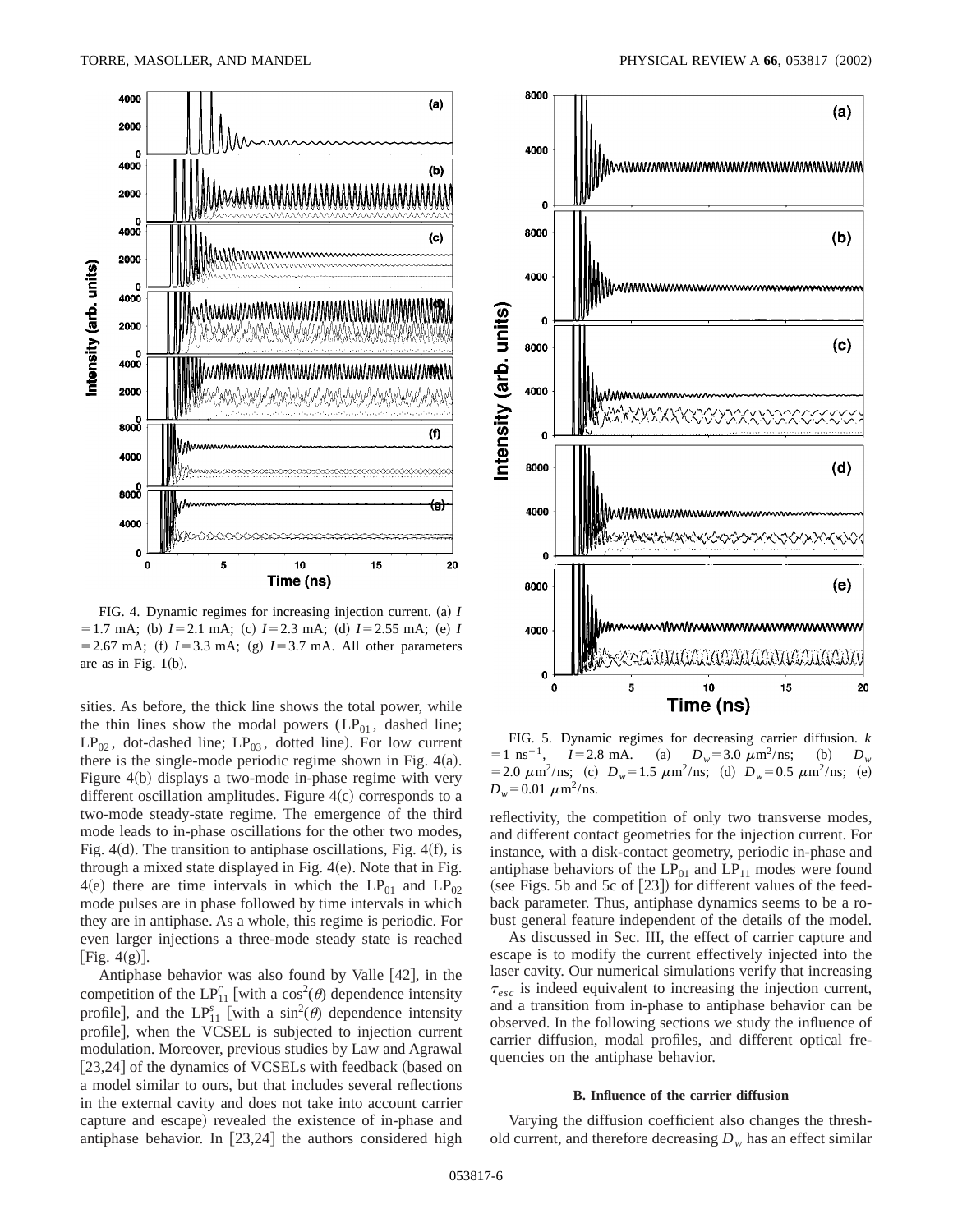FIG. 4. Dynamic regimes for increasing injection current. (a) $I=1.7$ mA; (b) $I=2.1$ mA; (c) $I=2.3$ mA; (d) $I=2.55$ mA; (e) $I=2.67$ mA; (f) $I=3.3$ mA; (g) $I=3.7$ mA. All other parameters are as in Fig. 1(b).

sities. As before, the thick line shows the total power, while the thin lines show the modal powers ($LP_{01}$, dashed line; $LP_{02}$, dot-dashed line; $LP_{03}$, dotted line). For low current there is the single-mode periodic regime shown in Fig. 4(a). Figure 4(b) displays a two-mode in-phase regime with very different oscillation amplitudes. Figure 4(c) corresponds to a two-mode steady-state regime. The emergence of the third mode leads to in-phase oscillations for the other two modes, Fig. 4(d). The transition to antiphase oscillations, Fig. 4(f), is through a mixed state displayed in Fig. 4(e). Note that in Fig. 4(e) there are time intervals in which the $LP_{01}$ and $LP_{02}$ mode pulses are in phase followed by time intervals in which they are in antiphase. As a whole, this regime is periodic. For even larger injections a three-mode steady state is reached [Fig. 4(g)].

Antiphase behavior was also found by Valle [42], in the competition of the $LP_{11}^c$ [with a $\cos^2(\theta)$ dependence intensity profile], and the $LP_{11}^s$ [with a $\sin^2(\theta)$ dependence intensity profile], when the VCSEL is subjected to injection current modulation. Moreover, previous studies by Law and Agrawal [23,24] of the dynamics of VCSELs with feedback (based on a model similar to ours, but that includes several reflections in the external cavity and does not take into account carrier capture and escape) revealed the existence of in-phase and antiphase behavior. In [23,24] the authors considered high

FIG. 5. Dynamic regimes for decreasing carrier diffusion. $k=1\ \text{ns}^{-1}$, $I=2.8$ mA. (a) $D_w=3.0\ \mu\text{m}^2/\text{ns}$; (b) $D_w=2.0\ \mu\text{m}^2/\text{ns}$; (c) $D_w=1.5\ \mu\text{m}^2/\text{ns}$; (d) $D_w=0.5\ \mu\text{m}^2/\text{ns}$; (e) $D_w=0.01\ \mu\text{m}^2/\text{ns}$.

reflectivity, the competition of only two transverse modes, and different contact geometries for the injection current. For instance, with a disk-contact geometry, periodic in-phase and antiphase behaviors of the $LP_{01}$ and $LP_{11}$ modes were found (see Figs. 5b and 5c of [23]) for different values of the feedback parameter. Thus, antiphase dynamics seems to be a robust general feature independent of the details of the model.

As discussed in Sec. III, the effect of carrier capture and escape is to modify the current effectively injected into the laser cavity. Our numerical simulations verify that increasing $\tau_{esc}$ is indeed equivalent to increasing the injection current, and a transition from in-phase to antiphase behavior can be observed. In the following sections we study the influence of carrier diffusion, modal profiles, and different optical frequencies on the antiphase behavior.

### B. Influence of the carrier diffusion

Varying the diffusion coefficient also changes the threshold current, and therefore decreasing $D_w$ has an effect similar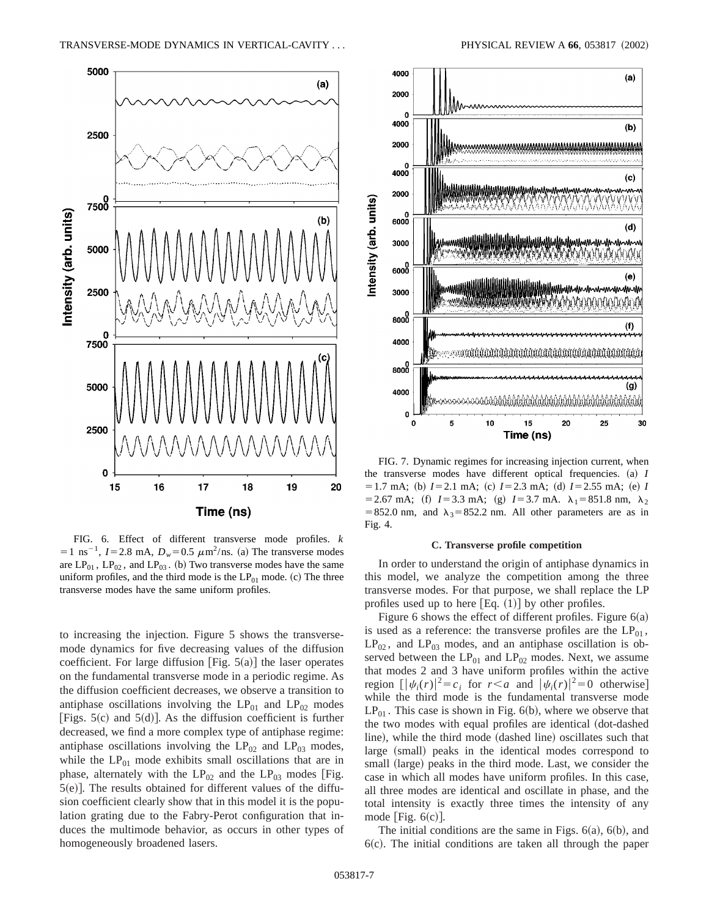FIG. 6. Effect of different transverse mode profiles. $k = 1\ \mathrm{ns}^{-1}$, $I = 2.8$ mA, $D_w = 0.5\ \mu\mathrm{m}^2/\mathrm{ns}$. (a) The transverse modes are $\mathrm{LP}_{01}$, $\mathrm{LP}_{02}$, and $\mathrm{LP}_{03}$. (b) Two transverse modes have the same uniform profiles, and the third mode is the $\mathrm{LP}_{01}$ mode. (c) The three transverse modes have the same uniform profiles.

to increasing the injection. Figure 5 shows the transverse-mode dynamics for five decreasing values of the diffusion coefficient. For large diffusion [Fig. 5(a)] the laser operates on the fundamental transverse mode in a periodic regime. As the diffusion coefficient decreases, we observe a transition to antiphase oscillations involving the $\mathrm{LP}_{01}$ and $\mathrm{LP}_{02}$ modes [Figs. 5(c) and 5(d)]. As the diffusion coefficient is further decreased, we find a more complex type of antiphase regime: antiphase oscillations involving the $\mathrm{LP}_{02}$ and $\mathrm{LP}_{03}$ modes, while the $\mathrm{LP}_{01}$ mode exhibits small oscillations that are in phase, alternately with the $\mathrm{LP}_{02}$ and the $\mathrm{LP}_{03}$ modes [Fig. 5(e)]. The results obtained for different values of the diffusion coefficient clearly show that in this model it is the population grating due to the Fabry-Perot configuration that induces the multimode behavior, as occurs in other types of homogeneously broadened lasers.

FIG. 7. Dynamic regimes for increasing injection current, when the transverse modes have different optical frequencies. (a) $I = 1.7$ mA; (b) $I = 2.1$ mA; (c) $I = 2.3$ mA; (d) $I = 2.55$ mA; (e) $I = 2.67$ mA; (f) $I = 3.3$ mA; (g) $I = 3.7$ mA. $\lambda_1 = 851.8$ nm, $\lambda_2 = 852.0$ nm, and $\lambda_3 = 852.2$ nm. All other parameters are as in Fig. 4.

### C. Transverse profile competition

In order to understand the origin of antiphase dynamics in this model, we analyze the competition among the three transverse modes. For that purpose, we shall replace the LP profiles used up to here [Eq. (1)] by other profiles.

Figure 6 shows the effect of different profiles. Figure 6(a) is used as a reference: the transverse profiles are the $\mathrm{LP}_{01}$, $\mathrm{LP}_{02}$, and $\mathrm{LP}_{03}$ modes, and an antiphase oscillation is observed between the $\mathrm{LP}_{01}$ and $\mathrm{LP}_{02}$ modes. Next, we assume that modes 2 and 3 have uniform profiles within the active region [$|\psi_i(r)|^2 = c_i$ for $r < a$ and $|\psi_i(r)|^2 = 0$ otherwise] while the third mode is the fundamental transverse mode $\mathrm{LP}_{01}$. This case is shown in Fig. 6(b), where we observe that the two modes with equal profiles are identical (dot-dashed line), while the third mode (dashed line) oscillates such that large (small) peaks in the identical modes correspond to small (large) peaks in the third mode. Last, we consider the case in which all modes have uniform profiles. In this case, all three modes are identical and oscillate in phase, and the total intensity is exactly three times the intensity of any mode [Fig. 6(c)].

The initial conditions are the same in Figs. 6(a), 6(b), and 6(c). The initial conditions are taken all through the paper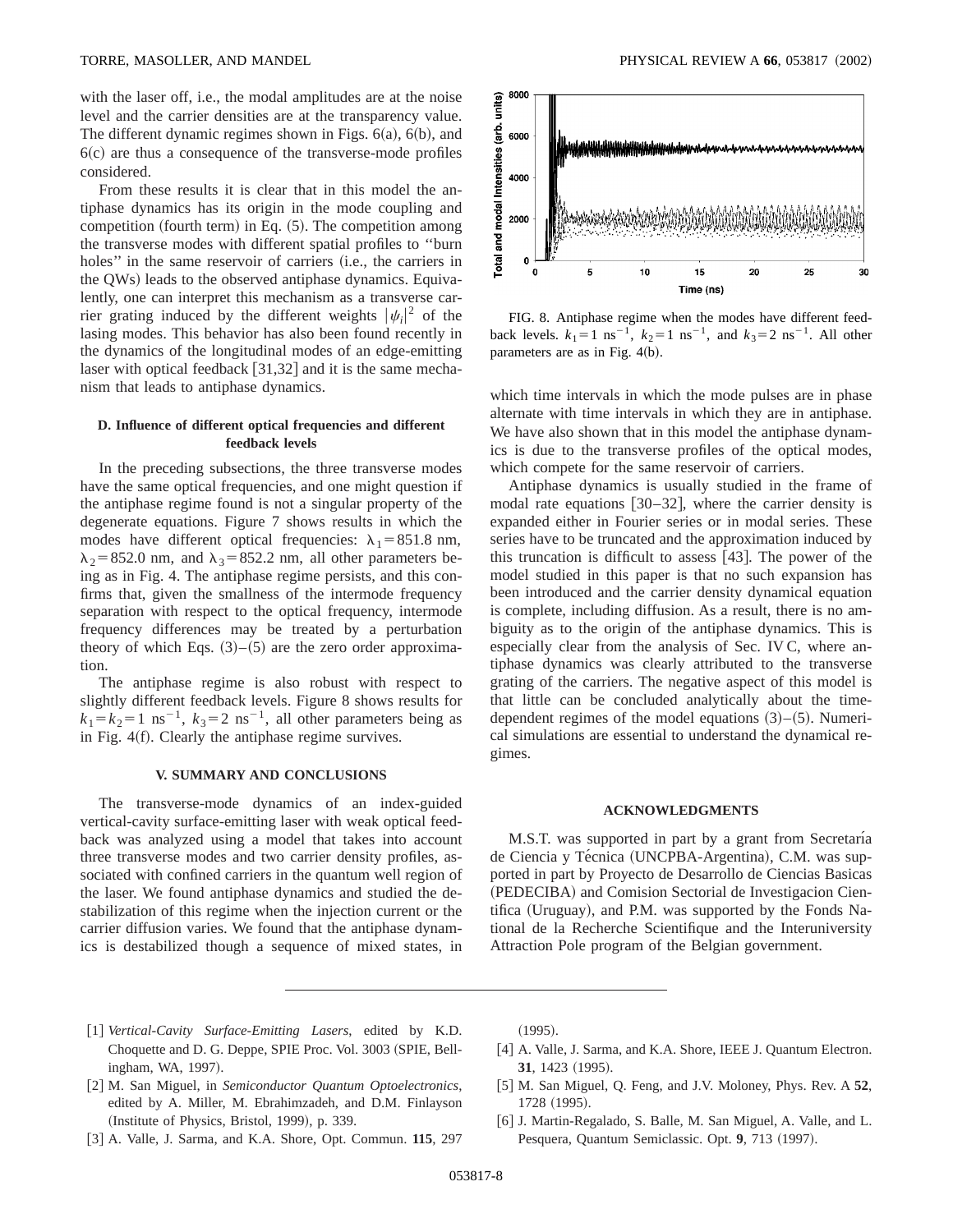with the laser off, i.e., the modal amplitudes are at the noise level and the carrier densities are at the transparency value. The different dynamic regimes shown in Figs. 6(a), 6(b), and 6(c) are thus a consequence of the transverse-mode profiles considered.

From these results it is clear that in this model the antiphase dynamics has its origin in the mode coupling and competition (fourth term) in Eq. (5). The competition among the transverse modes with different spatial profiles to "burn holes" in the same reservoir of carriers (i.e., the carriers in the QWs) leads to the observed antiphase dynamics. Equivalently, one can interpret this mechanism as a transverse carrier grating induced by the different weights $|\psi_i|^2$ of the lasing modes. This behavior has also been found recently in the dynamics of the longitudinal modes of an edge-emitting laser with optical feedback [31,32] and it is the same mechanism that leads to antiphase dynamics.

### D. Influence of different optical frequencies and different feedback levels

In the preceding subsections, the three transverse modes have the same optical frequencies, and one might question if the antiphase regime found is not a singular property of the degenerate equations. Figure 7 shows results in which the modes have different optical frequencies: $\lambda_1 = 851.8$ nm, $\lambda_2 = 852.0$ nm, and $\lambda_3 = 852.2$ nm, all other parameters being as in Fig. 4. The antiphase regime persists, and this confirms that, given the smallness of the intermode frequency separation with respect to the optical frequency, intermode frequency differences may be treated by a perturbation theory of which Eqs. (3)–(5) are the zero order approximation.

The antiphase regime is also robust with respect to slightly different feedback levels. Figure 8 shows results for $k_1 = k_2 = 1$ ns$^{-1}$, $k_3 = 2$ ns$^{-1}$, all other parameters being as in Fig. 4(f). Clearly the antiphase regime survives.

FIG. 8. Antiphase regime when the modes have different feedback levels. $k_1 = 1$ ns$^{-1}$, $k_2 = 1$ ns$^{-1}$, and $k_3 = 2$ ns$^{-1}$. All other parameters are as in Fig. 4(b).

## V. SUMMARY AND CONCLUSIONS

The transverse-mode dynamics of an index-guided vertical-cavity surface-emitting laser with weak optical feedback was analyzed using a model that takes into account three transverse modes and two carrier density profiles, associated with confined carriers in the quantum well region of the laser. We found antiphase dynamics and studied the destabilization of this regime when the injection current or the carrier diffusion varies. We found that the antiphase dynamics is destabilized though a sequence of mixed states, in which time intervals in which the mode pulses are in phase alternate with time intervals in which they are in antiphase. We have also shown that in this model the antiphase dynamics is due to the transverse profiles of the optical modes, which compete for the same reservoir of carriers.

Antiphase dynamics is usually studied in the frame of modal rate equations [30–32], where the carrier density is expanded either in Fourier series or in modal series. These series have to be truncated and the approximation induced by this truncation is difficult to assess [43]. The power of the model studied in this paper is that no such expansion has been introduced and the carrier density dynamical equation is complete, including diffusion. As a result, there is no ambiguity as to the origin of the antiphase dynamics. This is especially clear from the analysis of Sec. IV C, where antiphase dynamics was clearly attributed to the transverse grating of the carriers. The negative aspect of this model is that little can be concluded analytically about the time-dependent regimes of the model equations (3)–(5). Numerical simulations are essential to understand the dynamical regimes.

## ACKNOWLEDGMENTS

M.S.T. was supported in part by a grant from Secretaría de Ciencia y Técnica (UNCPBA-Argentina), C.M. was supported in part by Proyecto de Desarrollo de Ciencias Basicas (PEDECIBA) and Comision Sectorial de Investigacion Cientifica (Uruguay), and P.M. was supported by the Fonds National de la Recherche Scientifique and the Interuniversity Attraction Pole program of the Belgian government.

---

[1] *Vertical-Cavity Surface-Emitting Lasers*, edited by K.D. Choquette and D. G. Deppe, SPIE Proc. Vol. 3003 (SPIE, Bellingham, WA, 1997).

[2] M. San Miguel, in *Semiconductor Quantum Optoelectronics*, edited by A. Miller, M. Ebrahimzadeh, and D.M. Finlayson (Institute of Physics, Bristol, 1999), p. 339.

[3] A. Valle, J. Sarma, and K.A. Shore, Opt. Commun. **115**, 297 (1995).

[4] A. Valle, J. Sarma, and K.A. Shore, IEEE J. Quantum Electron. **31**, 1423 (1995).

[5] M. San Miguel, Q. Feng, and J.V. Moloney, Phys. Rev. A **52**, 1728 (1995).

[6] J. Martin-Regalado, S. Balle, M. San Miguel, A. Valle, and L. Pesquera, Quantum Semiclassic. Opt. **9**, 713 (1997).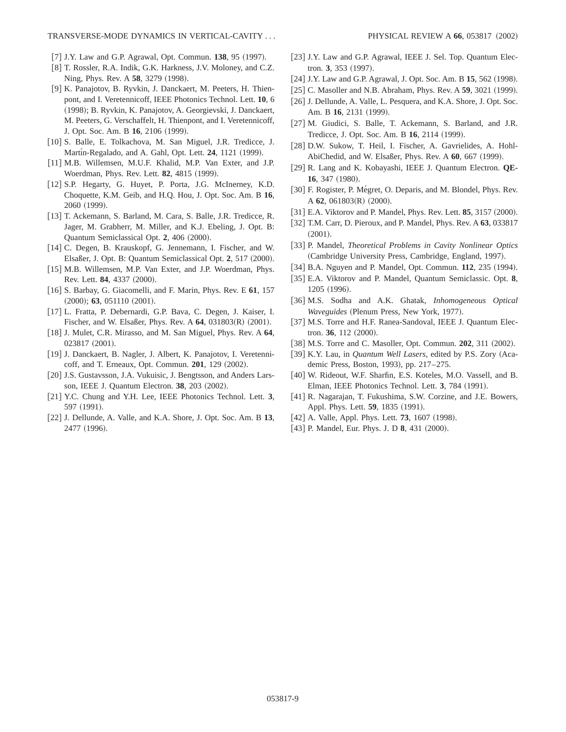[7] J.Y. Law and G.P. Agrawal, Opt. Commun. **138**, 95 (1997).

[8] T. Rossler, R.A. Indik, G.K. Harkness, J.V. Moloney, and C.Z. Ning, Phys. Rev. A **58**, 3279 (1998).

[9] K. Panajotov, B. Ryvkin, J. Danckaert, M. Peeters, H. Thienpont, and I. Veretennicoff, IEEE Photonics Technol. Lett. **10**, 6 (1998); B. Ryvkin, K. Panajotov, A. Georgievski, J. Danckaert, M. Peeters, G. Verschaffelt, H. Thienpont, and I. Veretennicoff, J. Opt. Soc. Am. B **16**, 2106 (1999).

[10] S. Balle, E. Tolkachova, M. San Miguel, J.R. Tredicce, J. Martín-Regalado, and A. Gahl, Opt. Lett. **24**, 1121 (1999).

[11] M.B. Willemsen, M.U.F. Khalid, M.P. Van Exter, and J.P. Woerdman, Phys. Rev. Lett. **82**, 4815 (1999).

[12] S.P. Hegarty, G. Huyet, P. Porta, J.G. McInerney, K.D. Choquette, K.M. Geib, and H.Q. Hou, J. Opt. Soc. Am. B **16**, 2060 (1999).

[13] T. Ackemann, S. Barland, M. Cara, S. Balle, J.R. Tredicce, R. Jager, M. Grabherr, M. Miller, and K.J. Ebeling, J. Opt. B: Quantum Semiclassical Opt. **2**, 406 (2000).

[14] C. Degen, B. Krauskopf, G. Jennemann, I. Fischer, and W. Elsaßer, J. Opt. B: Quantum Semiclassical Opt. **2**, 517 (2000).

[15] M.B. Willemsen, M.P. Van Exter, and J.P. Woerdman, Phys. Rev. Lett. **84**, 4337 (2000).

[16] S. Barbay, G. Giacomelli, and F. Marin, Phys. Rev. E **61**, 157 (2000); **63**, 051110 (2001).

[17] L. Fratta, P. Debernardi, G.P. Bava, C. Degen, J. Kaiser, I. Fischer, and W. Elsaßer, Phys. Rev. A **64**, 031803(R) (2001).

[18] J. Mulet, C.R. Mirasso, and M. San Miguel, Phys. Rev. A **64**, 023817 (2001).

[19] J. Danckaert, B. Nagler, J. Albert, K. Panajotov, I. Veretennicoff, and T. Erneaux, Opt. Commun. **201**, 129 (2002).

[20] J.S. Gustavsson, J.A. Vukuisic, J. Bengtsson, and Anders Larsson, IEEE J. Quantum Electron. **38**, 203 (2002).

[21] Y.C. Chung and Y.H. Lee, IEEE Photonics Technol. Lett. **3**, 597 (1991).

[22] J. Dellunde, A. Valle, and K.A. Shore, J. Opt. Soc. Am. B **13**, 2477 (1996).

[23] J.Y. Law and G.P. Agrawal, IEEE J. Sel. Top. Quantum Electron. **3**, 353 (1997).

[24] J.Y. Law and G.P. Agrawal, J. Opt. Soc. Am. B **15**, 562 (1998).

[25] C. Masoller and N.B. Abraham, Phys. Rev. A **59**, 3021 (1999).

[26] J. Dellunde, A. Valle, L. Pesquera, and K.A. Shore, J. Opt. Soc. Am. B **16**, 2131 (1999).

[27] M. Giudici, S. Balle, T. Ackemann, S. Barland, and J.R. Tredicce, J. Opt. Soc. Am. B **16**, 2114 (1999).

[28] D.W. Sukow, T. Heil, I. Fischer, A. Gavrielides, A. Hohl-AbiChedid, and W. Elsaßer, Phys. Rev. A **60**, 667 (1999).

[29] R. Lang and K. Kobayashi, IEEE J. Quantum Electron. **QE-16**, 347 (1980).

[30] F. Rogister, P. Mégret, O. Deparis, and M. Blondel, Phys. Rev. A **62**, 061803(R) (2000).

[31] E.A. Viktorov and P. Mandel, Phys. Rev. Lett. **85**, 3157 (2000).

[32] T.M. Carr, D. Pieroux, and P. Mandel, Phys. Rev. A **63**, 033817 (2001).

[33] P. Mandel, *Theoretical Problems in Cavity Nonlinear Optics* (Cambridge University Press, Cambridge, England, 1997).

[34] B.A. Nguyen and P. Mandel, Opt. Commun. **112**, 235 (1994).

[35] E.A. Viktorov and P. Mandel, Quantum Semiclassic. Opt. **8**, 1205 (1996).

[36] M.S. Sodha and A.K. Ghatak, *Inhomogeneous Optical Waveguides* (Plenum Press, New York, 1977).

[37] M.S. Torre and H.F. Ranea-Sandoval, IEEE J. Quantum Electron. **36**, 112 (2000).

[38] M.S. Torre and C. Masoller, Opt. Commun. **202**, 311 (2002).

[39] K.Y. Lau, in *Quantum Well Lasers*, edited by P.S. Zory (Academic Press, Boston, 1993), pp. 217–275.

[40] W. Rideout, W.F. Sharfin, E.S. Koteles, M.O. Vassell, and B. Elman, IEEE Photonics Technol. Lett. **3**, 784 (1991).

[41] R. Nagarajan, T. Fukushima, S.W. Corzine, and J.E. Bowers, Appl. Phys. Lett. **59**, 1835 (1991).

[42] A. Valle, Appl. Phys. Lett. **73**, 1607 (1998).

[43] P. Mandel, Eur. Phys. J. D **8**, 431 (2000).